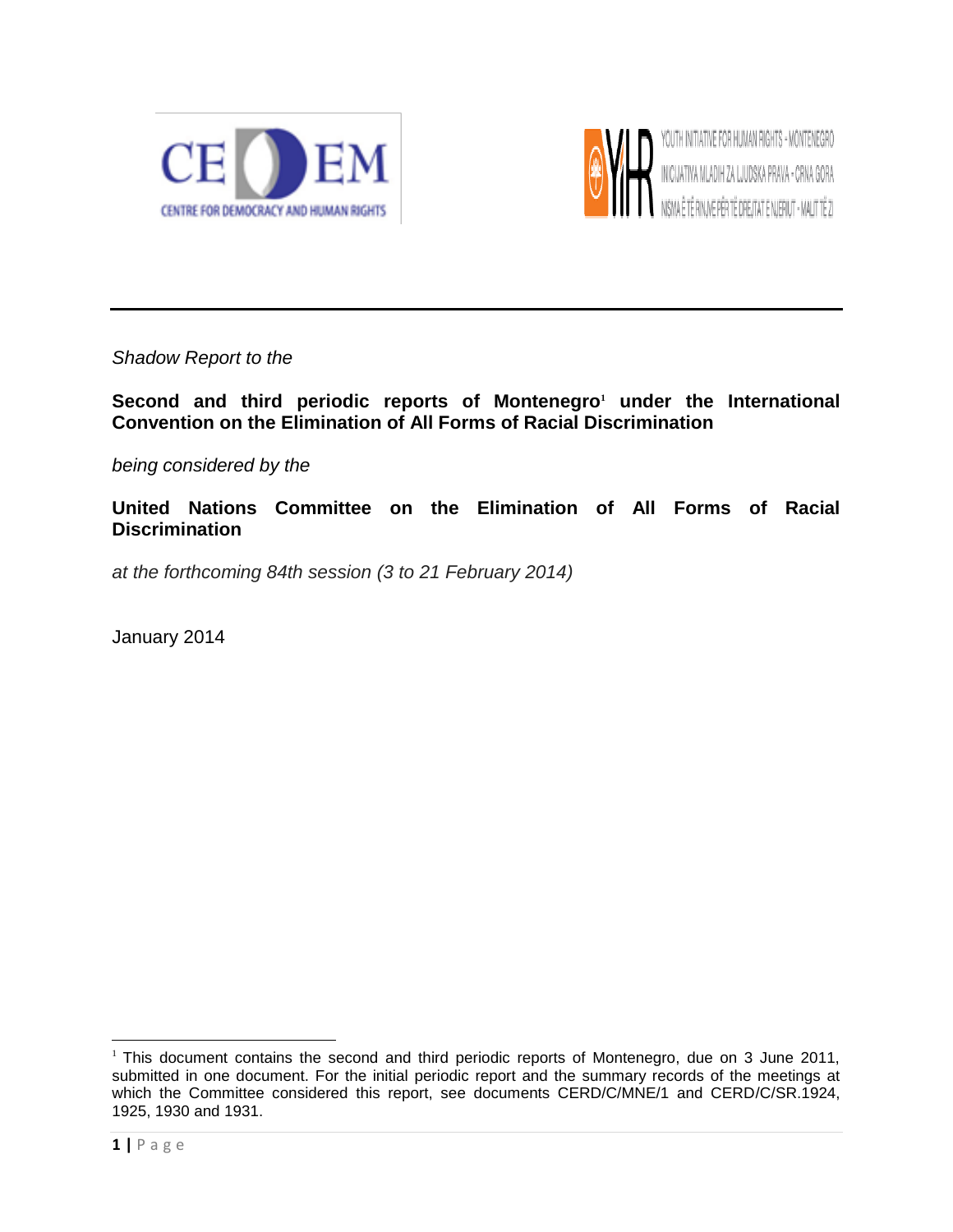CEDEM
CENTRE FOR DEMOCRACY AND HUMAN RIGHTS

YOUTH INITIATIVE FOR HUMAN RIGHTS - MONTENEGRO
INICIJATIVA MLADIH ZA LJUDSKA PRAVA - CRNA GORA
NISMA E TË RINJVE PËR TË DREJTAT E NJERIUT - MALIT TË ZI

---

*Shadow Report to the*

**Second and third periodic reports of Montenegro[1] under the International Convention on the Elimination of All Forms of Racial Discrimination**

*being considered by the*

**United Nations Committee on the Elimination of All Forms of Racial Discrimination**

*at the forthcoming 84th session (3 to 21 February 2014)*

January 2014

---

[1] This document contains the second and third periodic reports of Montenegro, due on 3 June 2011, submitted in one document. For the initial periodic report and the summary records of the meetings at which the Committee considered this report, see documents CERD/C/MNE/1 and CERD/C/SR.1924, 1925, 1930 and 1931.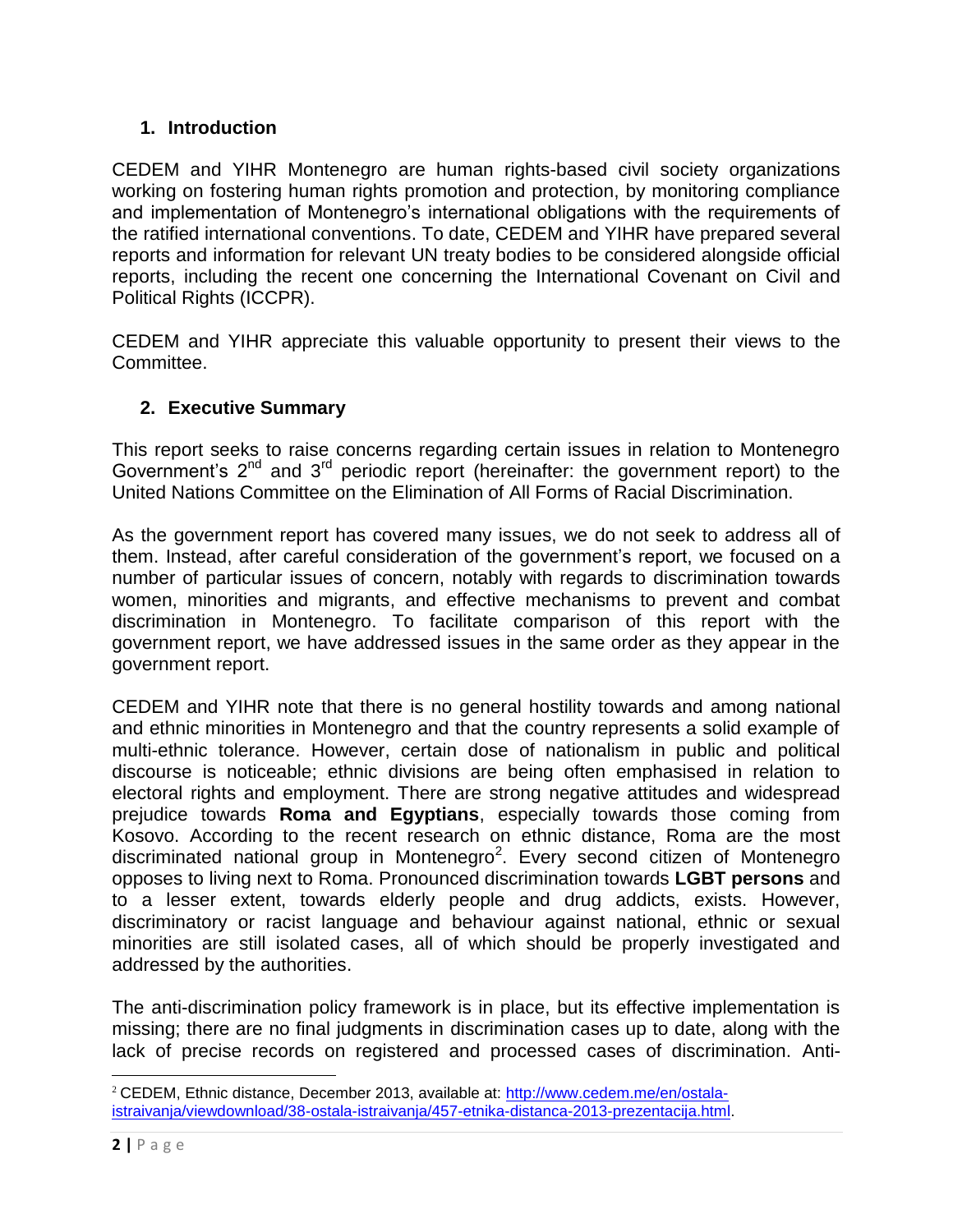## 1. Introduction

CEDEM and YIHR Montenegro are human rights-based civil society organizations working on fostering human rights promotion and protection, by monitoring compliance and implementation of Montenegro's international obligations with the requirements of the ratified international conventions. To date, CEDEM and YIHR have prepared several reports and information for relevant UN treaty bodies to be considered alongside official reports, including the recent one concerning the International Covenant on Civil and Political Rights (ICCPR).

CEDEM and YIHR appreciate this valuable opportunity to present their views to the Committee.

## 2. Executive Summary

This report seeks to raise concerns regarding certain issues in relation to Montenegro Government's 2nd and 3rd periodic report (hereinafter: the government report) to the United Nations Committee on the Elimination of All Forms of Racial Discrimination.

As the government report has covered many issues, we do not seek to address all of them. Instead, after careful consideration of the government's report, we focused on a number of particular issues of concern, notably with regards to discrimination towards women, minorities and migrants, and effective mechanisms to prevent and combat discrimination in Montenegro. To facilitate comparison of this report with the government report, we have addressed issues in the same order as they appear in the government report.

CEDEM and YIHR note that there is no general hostility towards and among national and ethnic minorities in Montenegro and that the country represents a solid example of multi-ethnic tolerance. However, certain dose of nationalism in public and political discourse is noticeable; ethnic divisions are being often emphasised in relation to electoral rights and employment. There are strong negative attitudes and widespread prejudice towards **Roma and Egyptians**, especially towards those coming from Kosovo. According to the recent research on ethnic distance, Roma are the most discriminated national group in Montenegro[2]. Every second citizen of Montenegro opposes to living next to Roma. Pronounced discrimination towards **LGBT persons** and to a lesser extent, towards elderly people and drug addicts, exists. However, discriminatory or racist language and behaviour against national, ethnic or sexual minorities are still isolated cases, all of which should be properly investigated and addressed by the authorities.

The anti-discrimination policy framework is in place, but its effective implementation is missing; there are no final judgments in discrimination cases up to date, along with the lack of precise records on registered and processed cases of discrimination. Anti-

[2] CEDEM, Ethnic distance, December 2013, available at: http://www.cedem.me/en/ostala-istraivanja/viewdownload/38-ostala-istraivanja/457-etnika-distanca-2013-prezentacija.html.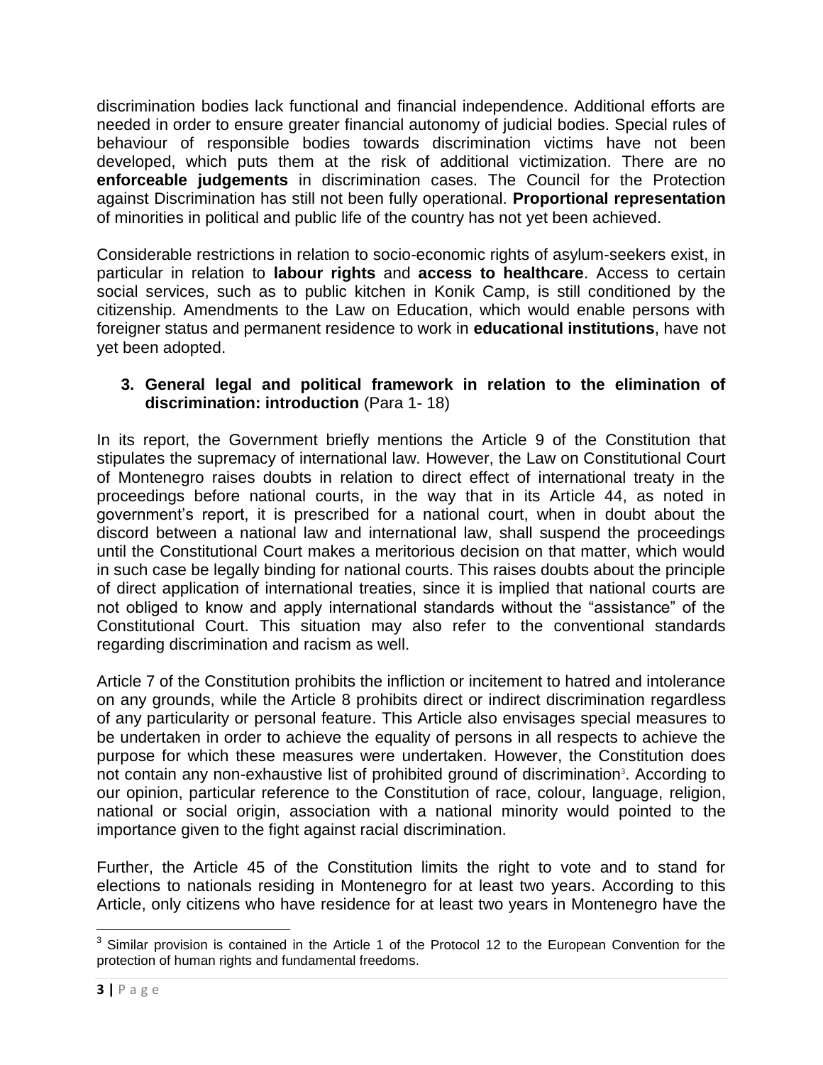discrimination bodies lack functional and financial independence. Additional efforts are needed in order to ensure greater financial autonomy of judicial bodies. Special rules of behaviour of responsible bodies towards discrimination victims have not been developed, which puts them at the risk of additional victimization. There are no **enforceable judgements** in discrimination cases. The Council for the Protection against Discrimination has still not been fully operational. **Proportional representation** of minorities in political and public life of the country has not yet been achieved.

Considerable restrictions in relation to socio-economic rights of asylum-seekers exist, in particular in relation to **labour rights** and **access to healthcare**. Access to certain social services, such as to public kitchen in Konik Camp, is still conditioned by the citizenship. Amendments to the Law on Education, which would enable persons with foreigner status and permanent residence to work in **educational institutions**, have not yet been adopted.

### 3. General legal and political framework in relation to the elimination of discrimination: introduction (Para 1- 18)

In its report, the Government briefly mentions the Article 9 of the Constitution that stipulates the supremacy of international law. However, the Law on Constitutional Court of Montenegro raises doubts in relation to direct effect of international treaty in the proceedings before national courts, in the way that in its Article 44, as noted in government's report, it is prescribed for a national court, when in doubt about the discord between a national law and international law, shall suspend the proceedings until the Constitutional Court makes a meritorious decision on that matter, which would in such case be legally binding for national courts. This raises doubts about the principle of direct application of international treaties, since it is implied that national courts are not obliged to know and apply international standards without the "assistance" of the Constitutional Court. This situation may also refer to the conventional standards regarding discrimination and racism as well.

Article 7 of the Constitution prohibits the infliction or incitement to hatred and intolerance on any grounds, while the Article 8 prohibits direct or indirect discrimination regardless of any particularity or personal feature. This Article also envisages special measures to be undertaken in order to achieve the equality of persons in all respects to achieve the purpose for which these measures were undertaken. However, the Constitution does not contain any non-exhaustive list of prohibited ground of discrimination[3]. According to our opinion, particular reference to the Constitution of race, colour, language, religion, national or social origin, association with a national minority would pointed to the importance given to the fight against racial discrimination.

Further, the Article 45 of the Constitution limits the right to vote and to stand for elections to nationals residing in Montenegro for at least two years. According to this Article, only citizens who have residence for at least two years in Montenegro have the

---

[3] Similar provision is contained in the Article 1 of the Protocol 12 to the European Convention for the protection of human rights and fundamental freedoms.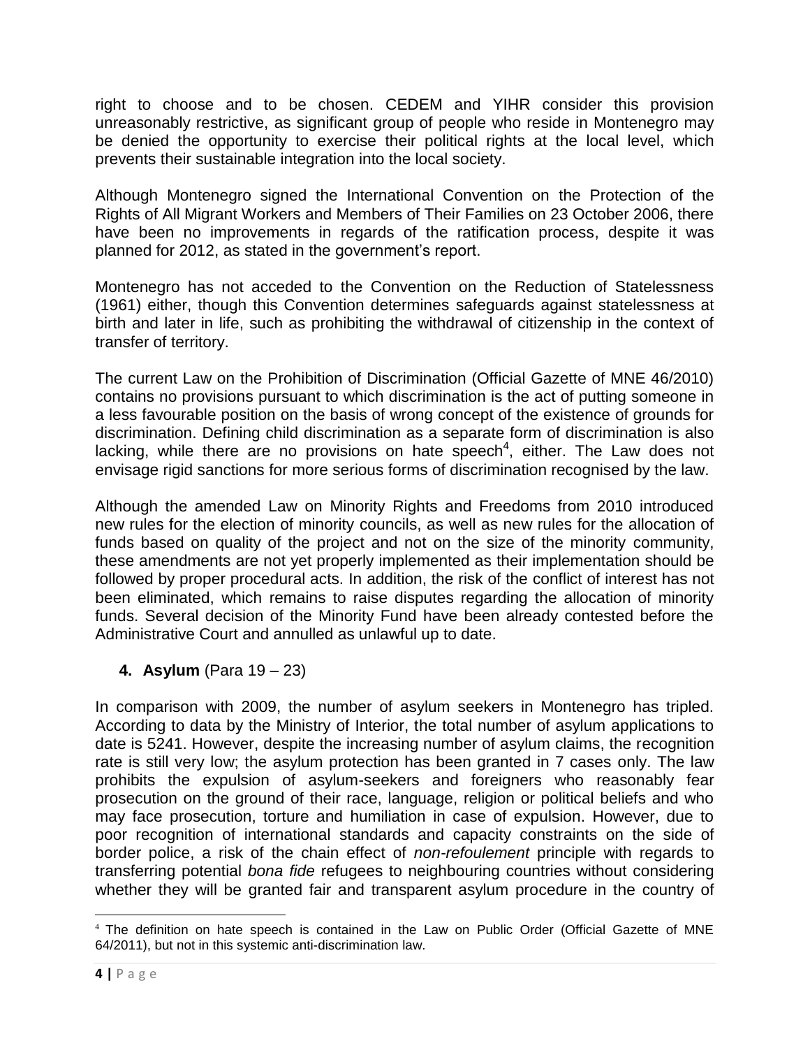right to choose and to be chosen. CEDEM and YIHR consider this provision unreasonably restrictive, as significant group of people who reside in Montenegro may be denied the opportunity to exercise their political rights at the local level, which prevents their sustainable integration into the local society.

Although Montenegro signed the International Convention on the Protection of the Rights of All Migrant Workers and Members of Their Families on 23 October 2006, there have been no improvements in regards of the ratification process, despite it was planned for 2012, as stated in the government's report.

Montenegro has not acceded to the Convention on the Reduction of Statelessness (1961) either, though this Convention determines safeguards against statelessness at birth and later in life, such as prohibiting the withdrawal of citizenship in the context of transfer of territory.

The current Law on the Prohibition of Discrimination (Official Gazette of MNE 46/2010) contains no provisions pursuant to which discrimination is the act of putting someone in a less favourable position on the basis of wrong concept of the existence of grounds for discrimination. Defining child discrimination as a separate form of discrimination is also lacking, while there are no provisions on hate speech[4], either. The Law does not envisage rigid sanctions for more serious forms of discrimination recognised by the law.

Although the amended Law on Minority Rights and Freedoms from 2010 introduced new rules for the election of minority councils, as well as new rules for the allocation of funds based on quality of the project and not on the size of the minority community, these amendments are not yet properly implemented as their implementation should be followed by proper procedural acts. In addition, the risk of the conflict of interest has not been eliminated, which remains to raise disputes regarding the allocation of minority funds. Several decision of the Minority Fund have been already contested before the Administrative Court and annulled as unlawful up to date.

## 4. **Asylum** (Para 19 – 23)

In comparison with 2009, the number of asylum seekers in Montenegro has tripled. According to data by the Ministry of Interior, the total number of asylum applications to date is 5241. However, despite the increasing number of asylum claims, the recognition rate is still very low; the asylum protection has been granted in 7 cases only. The law prohibits the expulsion of asylum-seekers and foreigners who reasonably fear prosecution on the ground of their race, language, religion or political beliefs and who may face prosecution, torture and humiliation in case of expulsion. However, due to poor recognition of international standards and capacity constraints on the side of border police, a risk of the chain effect of *non-refoulement* principle with regards to transferring potential *bona fide* refugees to neighbouring countries without considering whether they will be granted fair and transparent asylum procedure in the country of

---

[4] The definition on hate speech is contained in the Law on Public Order (Official Gazette of MNE 64/2011), but not in this systemic anti-discrimination law.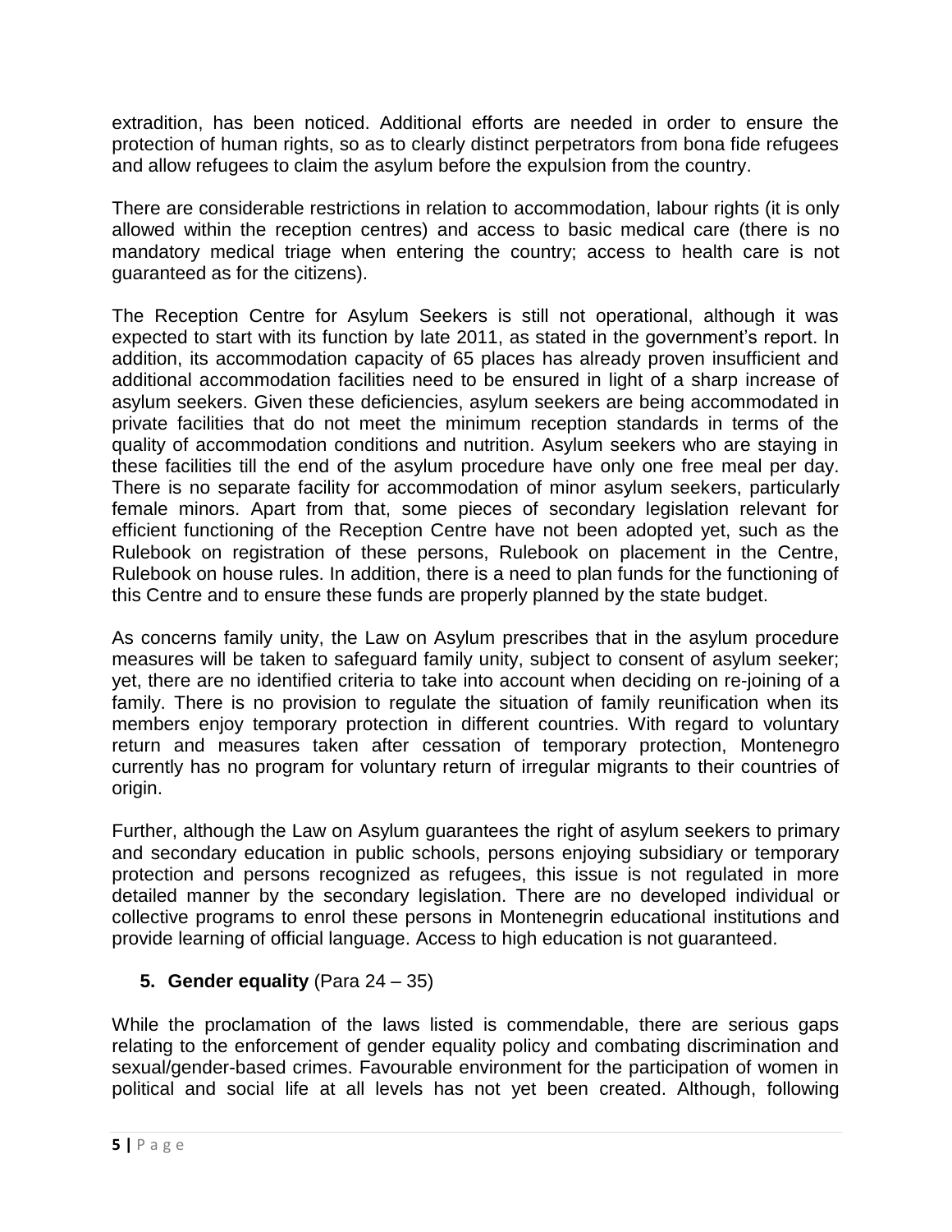extradition, has been noticed. Additional efforts are needed in order to ensure the protection of human rights, so as to clearly distinct perpetrators from bona fide refugees and allow refugees to claim the asylum before the expulsion from the country.

There are considerable restrictions in relation to accommodation, labour rights (it is only allowed within the reception centres) and access to basic medical care (there is no mandatory medical triage when entering the country; access to health care is not guaranteed as for the citizens).

The Reception Centre for Asylum Seekers is still not operational, although it was expected to start with its function by late 2011, as stated in the government's report. In addition, its accommodation capacity of 65 places has already proven insufficient and additional accommodation facilities need to be ensured in light of a sharp increase of asylum seekers. Given these deficiencies, asylum seekers are being accommodated in private facilities that do not meet the minimum reception standards in terms of the quality of accommodation conditions and nutrition. Asylum seekers who are staying in these facilities till the end of the asylum procedure have only one free meal per day. There is no separate facility for accommodation of minor asylum seekers, particularly female minors. Apart from that, some pieces of secondary legislation relevant for efficient functioning of the Reception Centre have not been adopted yet, such as the Rulebook on registration of these persons, Rulebook on placement in the Centre, Rulebook on house rules. In addition, there is a need to plan funds for the functioning of this Centre and to ensure these funds are properly planned by the state budget.

As concerns family unity, the Law on Asylum prescribes that in the asylum procedure measures will be taken to safeguard family unity, subject to consent of asylum seeker; yet, there are no identified criteria to take into account when deciding on re-joining of a family. There is no provision to regulate the situation of family reunification when its members enjoy temporary protection in different countries. With regard to voluntary return and measures taken after cessation of temporary protection, Montenegro currently has no program for voluntary return of irregular migrants to their countries of origin.

Further, although the Law on Asylum guarantees the right of asylum seekers to primary and secondary education in public schools, persons enjoying subsidiary or temporary protection and persons recognized as refugees, this issue is not regulated in more detailed manner by the secondary legislation. There are no developed individual or collective programs to enrol these persons in Montenegrin educational institutions and provide learning of official language. Access to high education is not guaranteed.

## 5. **Gender equality** (Para 24 – 35)

While the proclamation of the laws listed is commendable, there are serious gaps relating to the enforcement of gender equality policy and combating discrimination and sexual/gender-based crimes. Favourable environment for the participation of women in political and social life at all levels has not yet been created. Although, following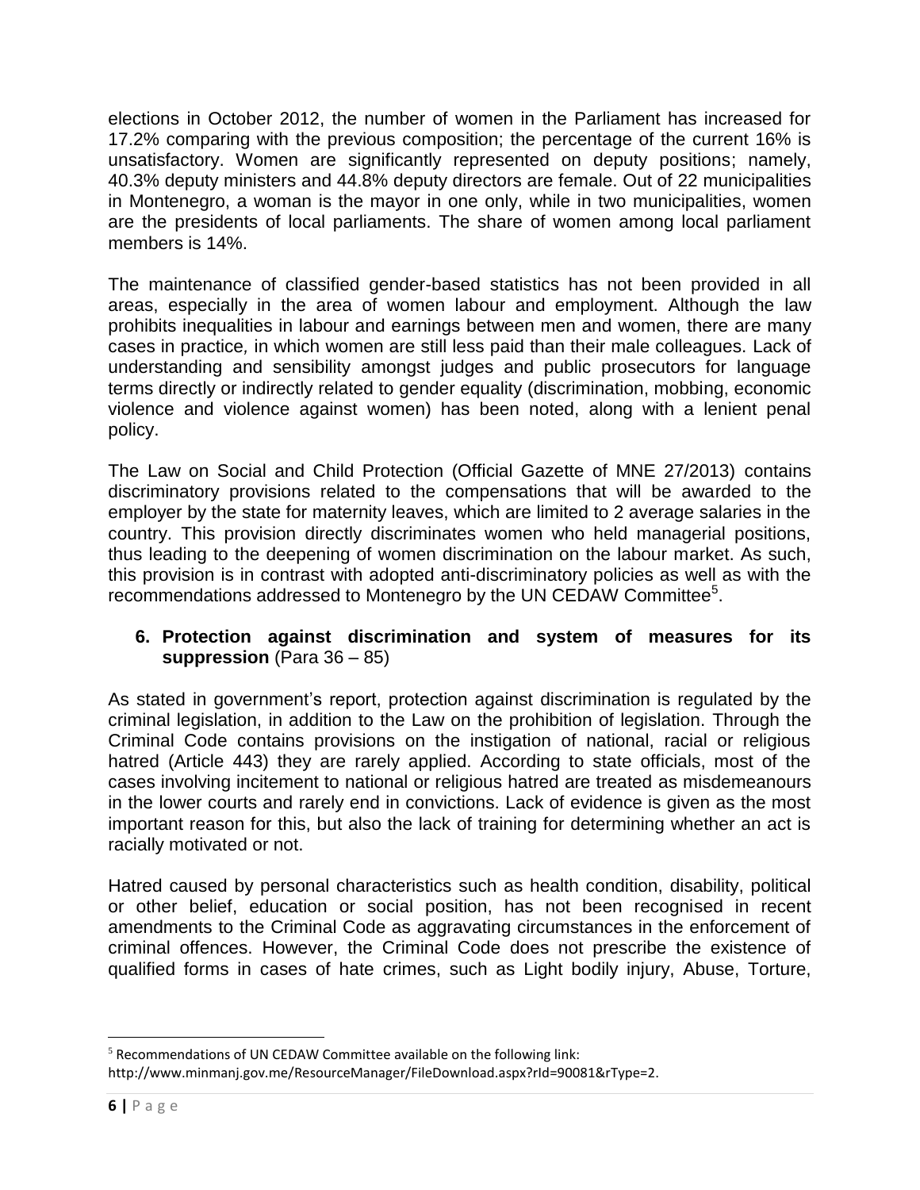elections in October 2012, the number of women in the Parliament has increased for 17.2% comparing with the previous composition; the percentage of the current 16% is unsatisfactory. Women are significantly represented on deputy positions; namely, 40.3% deputy ministers and 44.8% deputy directors are female. Out of 22 municipalities in Montenegro, a woman is the mayor in one only, while in two municipalities, women are the presidents of local parliaments. The share of women among local parliament members is 14%.

The maintenance of classified gender-based statistics has not been provided in all areas, especially in the area of women labour and employment. Although the law prohibits inequalities in labour and earnings between men and women, there are many cases in practice, in which women are still less paid than their male colleagues. Lack of understanding and sensibility amongst judges and public prosecutors for language terms directly or indirectly related to gender equality (discrimination, mobbing, economic violence and violence against women) has been noted, along with a lenient penal policy.

The Law on Social and Child Protection (Official Gazette of MNE 27/2013) contains discriminatory provisions related to the compensations that will be awarded to the employer by the state for maternity leaves, which are limited to 2 average salaries in the country. This provision directly discriminates women who held managerial positions, thus leading to the deepening of women discrimination on the labour market. As such, this provision is in contrast with adopted anti-discriminatory policies as well as with the recommendations addressed to Montenegro by the UN CEDAW Committee[5].

## 6. Protection against discrimination and system of measures for its suppression (Para 36 – 85)

As stated in government's report, protection against discrimination is regulated by the criminal legislation, in addition to the Law on the prohibition of legislation. Through the Criminal Code contains provisions on the instigation of national, racial or religious hatred (Article 443) they are rarely applied. According to state officials, most of the cases involving incitement to national or religious hatred are treated as misdemeanours in the lower courts and rarely end in convictions. Lack of evidence is given as the most important reason for this, but also the lack of training for determining whether an act is racially motivated or not.

Hatred caused by personal characteristics such as health condition, disability, political or other belief, education or social position, has not been recognised in recent amendments to the Criminal Code as aggravating circumstances in the enforcement of criminal offences. However, the Criminal Code does not prescribe the existence of qualified forms in cases of hate crimes, such as Light bodily injury, Abuse, Torture,

[5] Recommendations of UN CEDAW Committee available on the following link: http://www.minmanj.gov.me/ResourceManager/FileDownload.aspx?rId=90081&rType=2.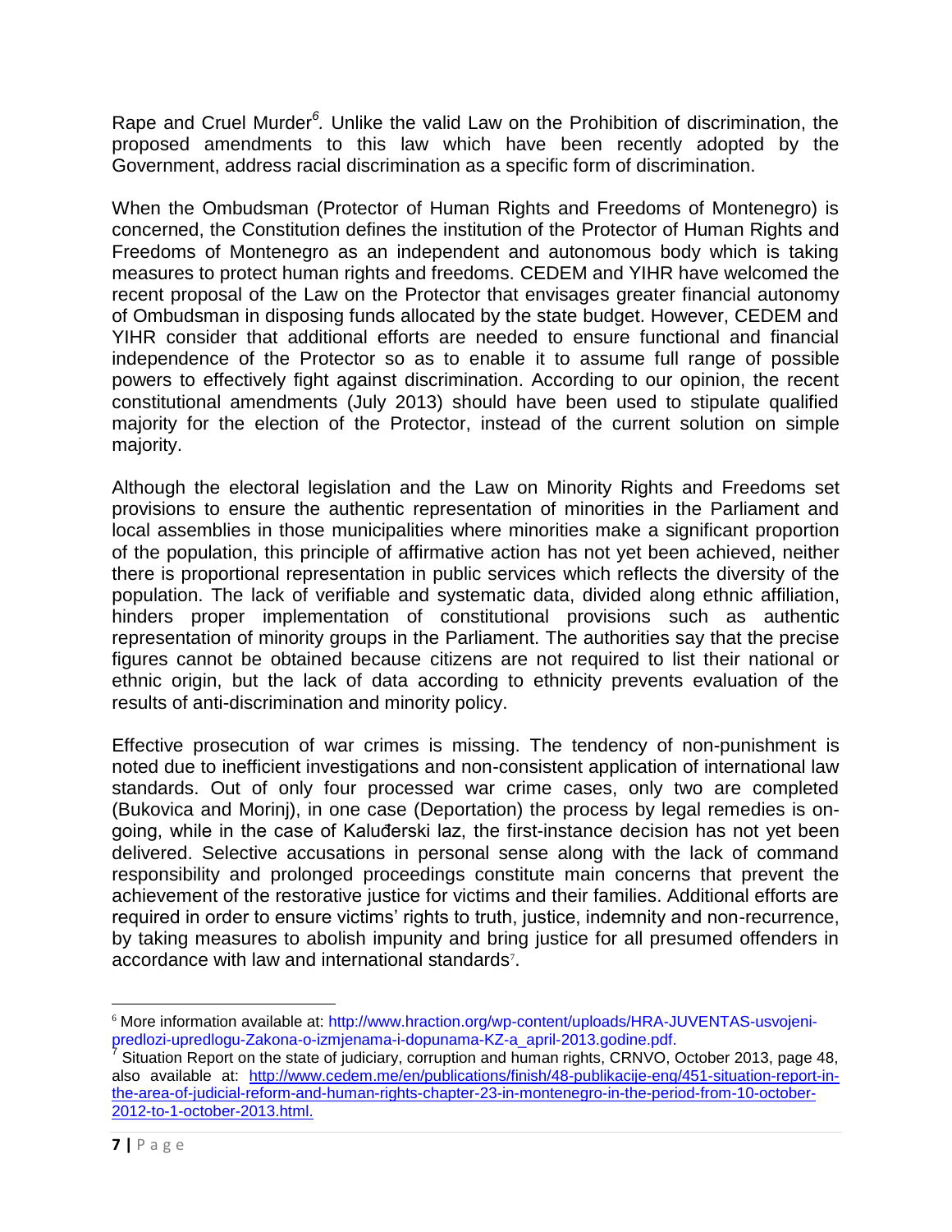Rape and Cruel Murder[6]. Unlike the valid Law on the Prohibition of discrimination, the proposed amendments to this law which have been recently adopted by the Government, address racial discrimination as a specific form of discrimination.

When the Ombudsman (Protector of Human Rights and Freedoms of Montenegro) is concerned, the Constitution defines the institution of the Protector of Human Rights and Freedoms of Montenegro as an independent and autonomous body which is taking measures to protect human rights and freedoms. CEDEM and YIHR have welcomed the recent proposal of the Law on the Protector that envisages greater financial autonomy of Ombudsman in disposing funds allocated by the state budget. However, CEDEM and YIHR consider that additional efforts are needed to ensure functional and financial independence of the Protector so as to enable it to assume full range of possible powers to effectively fight against discrimination. According to our opinion, the recent constitutional amendments (July 2013) should have been used to stipulate qualified majority for the election of the Protector, instead of the current solution on simple majority.

Although the electoral legislation and the Law on Minority Rights and Freedoms set provisions to ensure the authentic representation of minorities in the Parliament and local assemblies in those municipalities where minorities make a significant proportion of the population, this principle of affirmative action has not yet been achieved, neither there is proportional representation in public services which reflects the diversity of the population. The lack of verifiable and systematic data, divided along ethnic affiliation, hinders proper implementation of constitutional provisions such as authentic representation of minority groups in the Parliament. The authorities say that the precise figures cannot be obtained because citizens are not required to list their national or ethnic origin, but the lack of data according to ethnicity prevents evaluation of the results of anti-discrimination and minority policy.

Effective prosecution of war crimes is missing. The tendency of non-punishment is noted due to inefficient investigations and non-consistent application of international law standards. Out of only four processed war crime cases, only two are completed (Bukovica and Morinj), in one case (Deportation) the process by legal remedies is on-going, while in the case of Kaluđerski laz, the first-instance decision has not yet been delivered. Selective accusations in personal sense along with the lack of command responsibility and prolonged proceedings constitute main concerns that prevent the achievement of the restorative justice for victims and their families. Additional efforts are required in order to ensure victims' rights to truth, justice, indemnity and non-recurrence, by taking measures to abolish impunity and bring justice for all presumed offenders in accordance with law and international standards[7].

---

[6] More information available at: http://www.hraction.org/wp-content/uploads/HRA-JUVENTAS-usvojeni-predlozi-upredlogu-Zakona-o-izmjenama-i-dopunama-KZ-a_april-2013.godine.pdf.

[7] Situation Report on the state of judiciary, corruption and human rights, CRNVO, October 2013, page 48, also available at: http://www.cedem.me/en/publications/finish/48-publikacije-eng/451-situation-report-in-the-area-of-judicial-reform-and-human-rights-chapter-23-in-montenegro-in-the-period-from-10-october-2012-to-1-october-2013.html.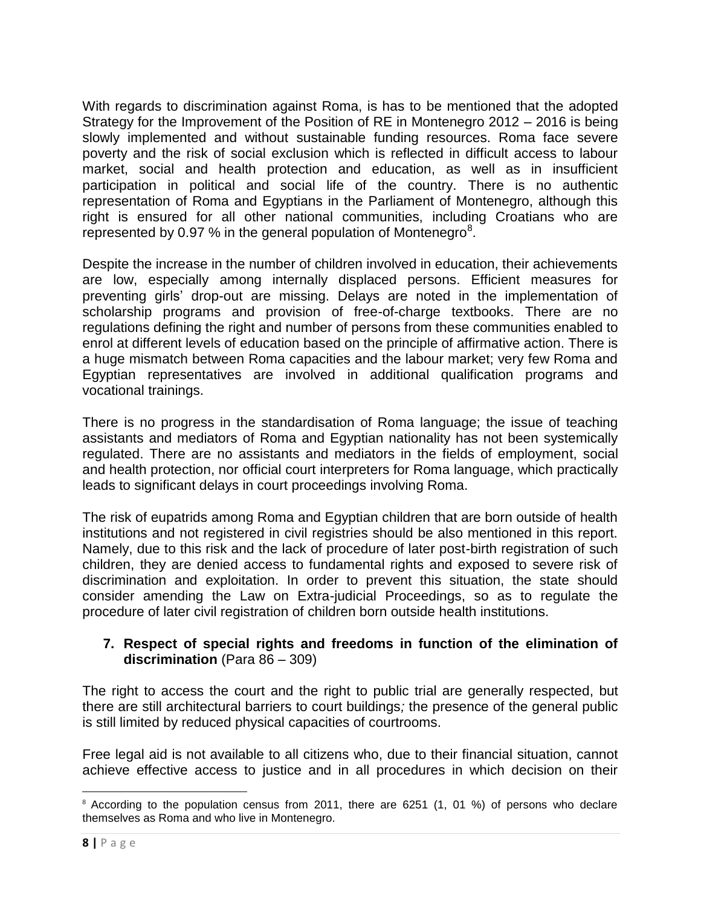With regards to discrimination against Roma, is has to be mentioned that the adopted Strategy for the Improvement of the Position of RE in Montenegro 2012 – 2016 is being slowly implemented and without sustainable funding resources. Roma face severe poverty and the risk of social exclusion which is reflected in difficult access to labour market, social and health protection and education, as well as in insufficient participation in political and social life of the country. There is no authentic representation of Roma and Egyptians in the Parliament of Montenegro, although this right is ensured for all other national communities, including Croatians who are represented by 0.97 % in the general population of Montenegro[8].

Despite the increase in the number of children involved in education, their achievements are low, especially among internally displaced persons. Efficient measures for preventing girls' drop-out are missing. Delays are noted in the implementation of scholarship programs and provision of free-of-charge textbooks. There are no regulations defining the right and number of persons from these communities enabled to enrol at different levels of education based on the principle of affirmative action. There is a huge mismatch between Roma capacities and the labour market; very few Roma and Egyptian representatives are involved in additional qualification programs and vocational trainings.

There is no progress in the standardisation of Roma language; the issue of teaching assistants and mediators of Roma and Egyptian nationality has not been systemically regulated. There are no assistants and mediators in the fields of employment, social and health protection, nor official court interpreters for Roma language, which practically leads to significant delays in court proceedings involving Roma.

The risk of eupatrids among Roma and Egyptian children that are born outside of health institutions and not registered in civil registries should be also mentioned in this report. Namely, due to this risk and the lack of procedure of later post-birth registration of such children, they are denied access to fundamental rights and exposed to severe risk of discrimination and exploitation. In order to prevent this situation, the state should consider amending the Law on Extra-judicial Proceedings, so as to regulate the procedure of later civil registration of children born outside health institutions.

## 7. Respect of special rights and freedoms in function of the elimination of discrimination (Para 86 – 309)

The right to access the court and the right to public trial are generally respected, but there are still architectural barriers to court buildings*;* the presence of the general public is still limited by reduced physical capacities of courtrooms.

Free legal aid is not available to all citizens who, due to their financial situation, cannot achieve effective access to justice and in all procedures in which decision on their

---

[8] According to the population census from 2011, there are 6251 (1, 01 %) of persons who declare themselves as Roma and who live in Montenegro.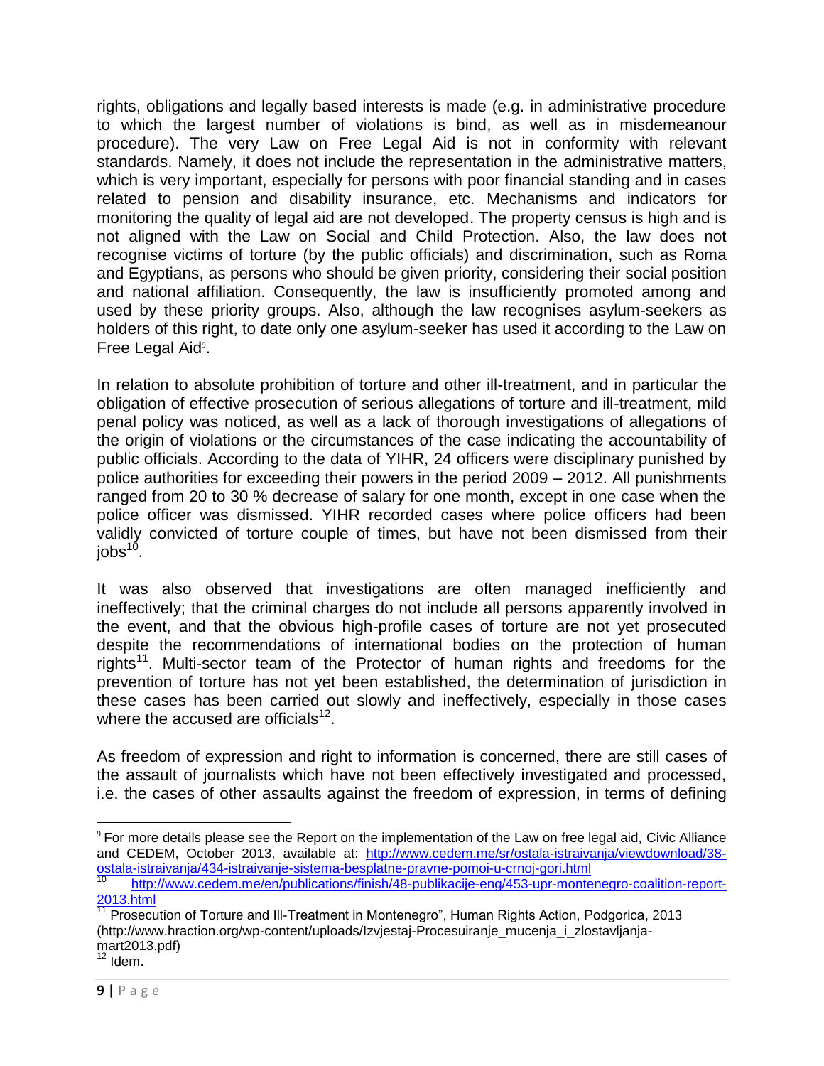rights, obligations and legally based interests is made (e.g. in administrative procedure to which the largest number of violations is bind, as well as in misdemeanour procedure). The very Law on Free Legal Aid is not in conformity with relevant standards. Namely, it does not include the representation in the administrative matters, which is very important, especially for persons with poor financial standing and in cases related to pension and disability insurance, etc. Mechanisms and indicators for monitoring the quality of legal aid are not developed. The property census is high and is not aligned with the Law on Social and Child Protection. Also, the law does not recognise victims of torture (by the public officials) and discrimination, such as Roma and Egyptians, as persons who should be given priority, considering their social position and national affiliation. Consequently, the law is insufficiently promoted among and used by these priority groups. Also, although the law recognises asylum-seekers as holders of this right, to date only one asylum-seeker has used it according to the Law on Free Legal Aid[9].

In relation to absolute prohibition of torture and other ill-treatment, and in particular the obligation of effective prosecution of serious allegations of torture and ill-treatment, mild penal policy was noticed, as well as a lack of thorough investigations of allegations of the origin of violations or the circumstances of the case indicating the accountability of public officials. According to the data of YIHR, 24 officers were disciplinary punished by police authorities for exceeding their powers in the period 2009 – 2012. All punishments ranged from 20 to 30 % decrease of salary for one month, except in one case when the police officer was dismissed. YIHR recorded cases where police officers had been validly convicted of torture couple of times, but have not been dismissed from their jobs[10].

It was also observed that investigations are often managed inefficiently and ineffectively; that the criminal charges do not include all persons apparently involved in the event, and that the obvious high-profile cases of torture are not yet prosecuted despite the recommendations of international bodies on the protection of human rights[11]. Multi-sector team of the Protector of human rights and freedoms for the prevention of torture has not yet been established, the determination of jurisdiction in these cases has been carried out slowly and ineffectively, especially in those cases where the accused are officials[12].

As freedom of expression and right to information is concerned, there are still cases of the assault of journalists which have not been effectively investigated and processed, i.e. the cases of other assaults against the freedom of expression, in terms of defining

---

[9] For more details please see the Report on the implementation of the Law on free legal aid, Civic Alliance and CEDEM, October 2013, available at: http://www.cedem.me/sr/ostala-istraivanja/viewdownload/38-ostala-istraivanja/434-istraivanje-sistema-besplatne-pravne-pomoi-u-crnoj-gori.html

[10] http://www.cedem.me/en/publications/finish/48-publikacije-eng/453-upr-montenegro-coalition-report-2013.html

[11] Prosecution of Torture and Ill-Treatment in Montenegro", Human Rights Action, Podgorica, 2013 (http://www.hraction.org/wp-content/uploads/Izvjestaj-Procesuiranje_mucenja_i_zlostavljanja-mart2013.pdf)

[12] Idem.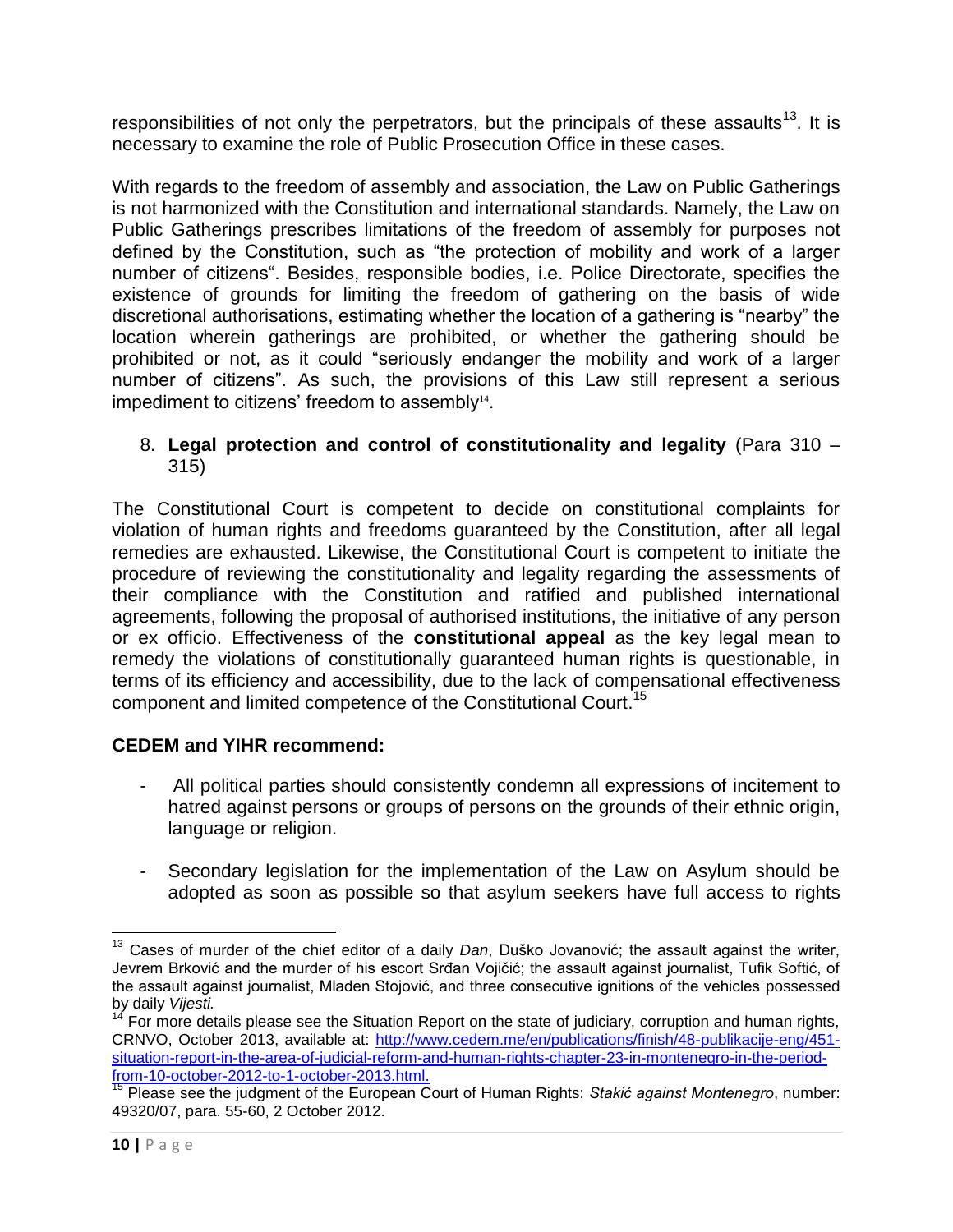responsibilities of not only the perpetrators, but the principals of these assaults[13]. It is necessary to examine the role of Public Prosecution Office in these cases.

With regards to the freedom of assembly and association, the Law on Public Gatherings is not harmonized with the Constitution and international standards. Namely, the Law on Public Gatherings prescribes limitations of the freedom of assembly for purposes not defined by the Constitution, such as "the protection of mobility and work of a larger number of citizens". Besides, responsible bodies, i.e. Police Directorate, specifies the existence of grounds for limiting the freedom of gathering on the basis of wide discretional authorisations, estimating whether the location of a gathering is "nearby" the location wherein gatherings are prohibited, or whether the gathering should be prohibited or not, as it could "seriously endanger the mobility and work of a larger number of citizens". As such, the provisions of this Law still represent a serious impediment to citizens' freedom to assembly[14].

8. **Legal protection and control of constitutionality and legality** (Para 310 – 315)

The Constitutional Court is competent to decide on constitutional complaints for violation of human rights and freedoms guaranteed by the Constitution, after all legal remedies are exhausted. Likewise, the Constitutional Court is competent to initiate the procedure of reviewing the constitutionality and legality regarding the assessments of their compliance with the Constitution and ratified and published international agreements, following the proposal of authorised institutions, the initiative of any person or ex officio. Effectiveness of the **constitutional appeal** as the key legal mean to remedy the violations of constitutionally guaranteed human rights is questionable, in terms of its efficiency and accessibility, due to the lack of compensational effectiveness component and limited competence of the Constitutional Court.[15]

**CEDEM and YIHR recommend:**

- All political parties should consistently condemn all expressions of incitement to hatred against persons or groups of persons on the grounds of their ethnic origin, language or religion.

- Secondary legislation for the implementation of the Law on Asylum should be adopted as soon as possible so that asylum seekers have full access to rights

---

[13] Cases of murder of the chief editor of a daily *Dan*, Duško Jovanović; the assault against the writer, Jevrem Brković and the murder of his escort Srđan Vojičić; the assault against journalist, Tufik Softić, of the assault against journalist, Mladen Stojović, and three consecutive ignitions of the vehicles possessed by daily *Vijesti.*

[14] For more details please see the Situation Report on the state of judiciary, corruption and human rights, CRNVO, October 2013, available at: http://www.cedem.me/en/publications/finish/48-publikacije-eng/451-situation-report-in-the-area-of-judicial-reform-and-human-rights-chapter-23-in-montenegro-in-the-period-from-10-october-2012-to-1-october-2013.html.

[15] Please see the judgment of the European Court of Human Rights: *Stakić against Montenegro*, number: 49320/07, para. 55-60, 2 October 2012.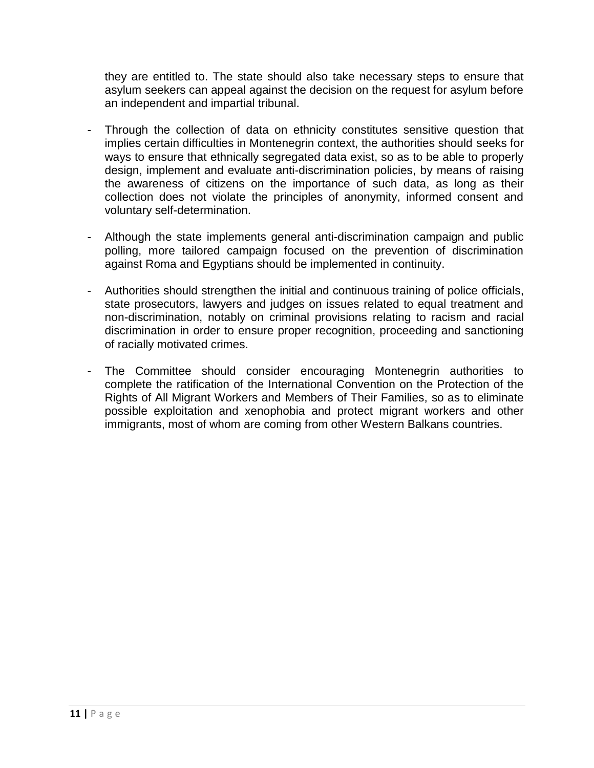they are entitled to. The state should also take necessary steps to ensure that asylum seekers can appeal against the decision on the request for asylum before an independent and impartial tribunal.

- Through the collection of data on ethnicity constitutes sensitive question that implies certain difficulties in Montenegrin context, the authorities should seeks for ways to ensure that ethnically segregated data exist, so as to be able to properly design, implement and evaluate anti-discrimination policies, by means of raising the awareness of citizens on the importance of such data, as long as their collection does not violate the principles of anonymity, informed consent and voluntary self-determination.

- Although the state implements general anti-discrimination campaign and public polling, more tailored campaign focused on the prevention of discrimination against Roma and Egyptians should be implemented in continuity.

- Authorities should strengthen the initial and continuous training of police officials, state prosecutors, lawyers and judges on issues related to equal treatment and non-discrimination, notably on criminal provisions relating to racism and racial discrimination in order to ensure proper recognition, proceeding and sanctioning of racially motivated crimes.

- The Committee should consider encouraging Montenegrin authorities to complete the ratification of the International Convention on the Protection of the Rights of All Migrant Workers and Members of Their Families, so as to eliminate possible exploitation and xenophobia and protect migrant workers and other immigrants, most of whom are coming from other Western Balkans countries.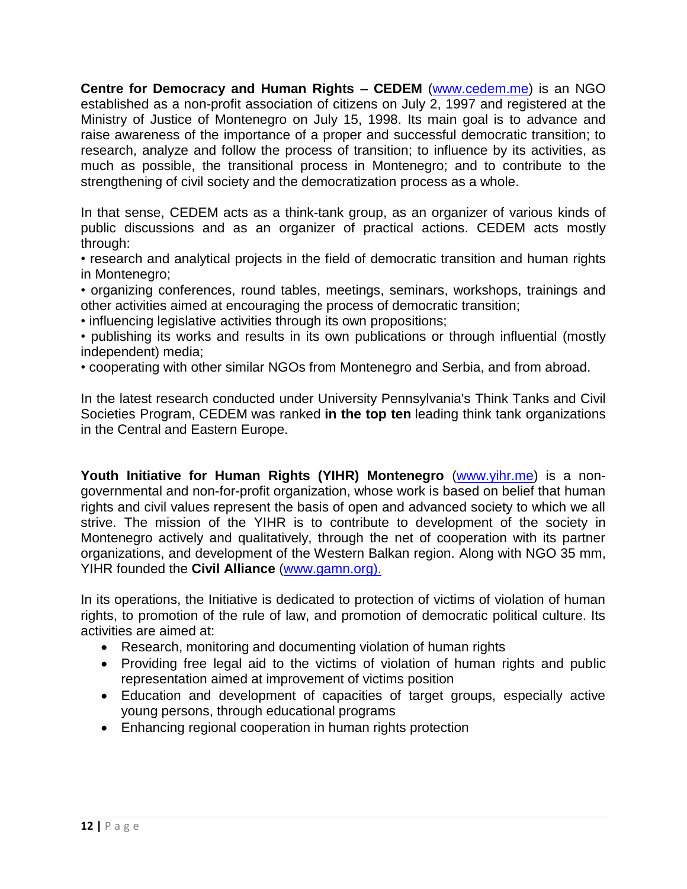**Centre for Democracy and Human Rights – CEDEM** (www.cedem.me) is an NGO established as a non-profit association of citizens on July 2, 1997 and registered at the Ministry of Justice of Montenegro on July 15, 1998. Its main goal is to advance and raise awareness of the importance of a proper and successful democratic transition; to research, analyze and follow the process of transition; to influence by its activities, as much as possible, the transitional process in Montenegro; and to contribute to the strengthening of civil society and the democratization process as a whole.

In that sense, CEDEM acts as a think-tank group, as an organizer of various kinds of public discussions and as an organizer of practical actions. CEDEM acts mostly through:

- research and analytical projects in the field of democratic transition and human rights in Montenegro;
- organizing conferences, round tables, meetings, seminars, workshops, trainings and other activities aimed at encouraging the process of democratic transition;
- influencing legislative activities through its own propositions;
- publishing its works and results in its own publications or through influential (mostly independent) media;
- cooperating with other similar NGOs from Montenegro and Serbia, and from abroad.

In the latest research conducted under University Pennsylvania's Think Tanks and Civil Societies Program, CEDEM was ranked **in the top ten** leading think tank organizations in the Central and Eastern Europe.

**Youth Initiative for Human Rights (YIHR) Montenegro** (www.yihr.me) is a non-governmental and non-for-profit organization, whose work is based on belief that human rights and civil values represent the basis of open and advanced society to which we all strive. The mission of the YIHR is to contribute to development of the society in Montenegro actively and qualitatively, through the net of cooperation with its partner organizations, and development of the Western Balkan region. Along with NGO 35 mm, YIHR founded the **Civil Alliance** (www.gamn.org).

In its operations, the Initiative is dedicated to protection of victims of violation of human rights, to promotion of the rule of law, and promotion of democratic political culture. Its activities are aimed at:

- Research, monitoring and documenting violation of human rights
- Providing free legal aid to the victims of violation of human rights and public representation aimed at improvement of victims position
- Education and development of capacities of target groups, especially active young persons, through educational programs
- Enhancing regional cooperation in human rights protection